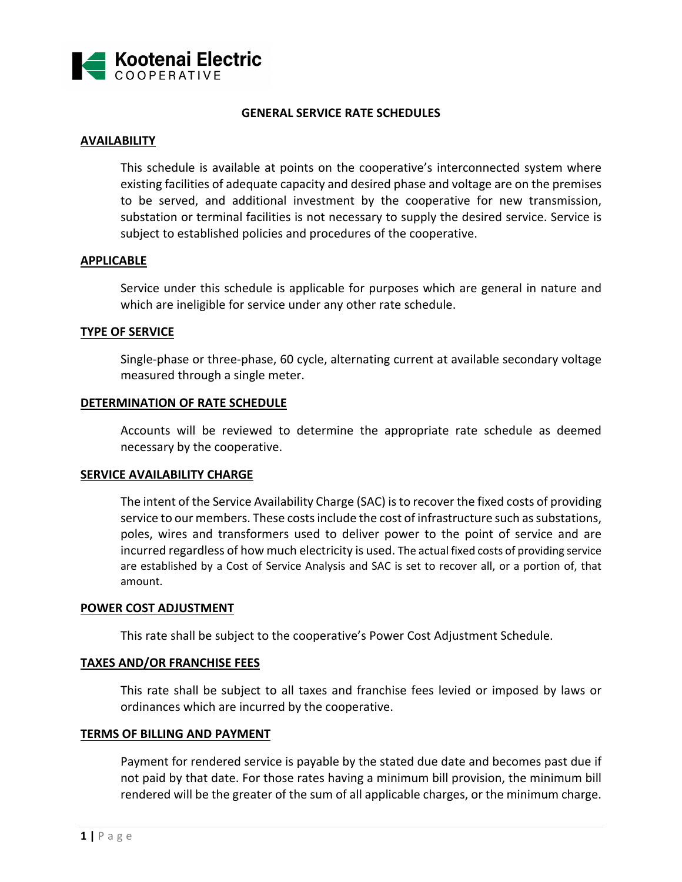Kootenai Electric
COOPERATIVE

# GENERAL SERVICE RATE SCHEDULES

## AVAILABILITY

This schedule is available at points on the cooperative's interconnected system where existing facilities of adequate capacity and desired phase and voltage are on the premises to be served, and additional investment by the cooperative for new transmission, substation or terminal facilities is not necessary to supply the desired service. Service is subject to established policies and procedures of the cooperative.

## APPLICABLE

Service under this schedule is applicable for purposes which are general in nature and which are ineligible for service under any other rate schedule.

## TYPE OF SERVICE

Single-phase or three-phase, 60 cycle, alternating current at available secondary voltage measured through a single meter.

## DETERMINATION OF RATE SCHEDULE

Accounts will be reviewed to determine the appropriate rate schedule as deemed necessary by the cooperative.

## SERVICE AVAILABILITY CHARGE

The intent of the Service Availability Charge (SAC) is to recover the fixed costs of providing service to our members. These costs include the cost of infrastructure such as substations, poles, wires and transformers used to deliver power to the point of service and are incurred regardless of how much electricity is used. The actual fixed costs of providing service are established by a Cost of Service Analysis and SAC is set to recover all, or a portion of, that amount.

## POWER COST ADJUSTMENT

This rate shall be subject to the cooperative's Power Cost Adjustment Schedule.

## TAXES AND/OR FRANCHISE FEES

This rate shall be subject to all taxes and franchise fees levied or imposed by laws or ordinances which are incurred by the cooperative.

## TERMS OF BILLING AND PAYMENT

Payment for rendered service is payable by the stated due date and becomes past due if not paid by that date. For those rates having a minimum bill provision, the minimum bill rendered will be the greater of the sum of all applicable charges, or the minimum charge.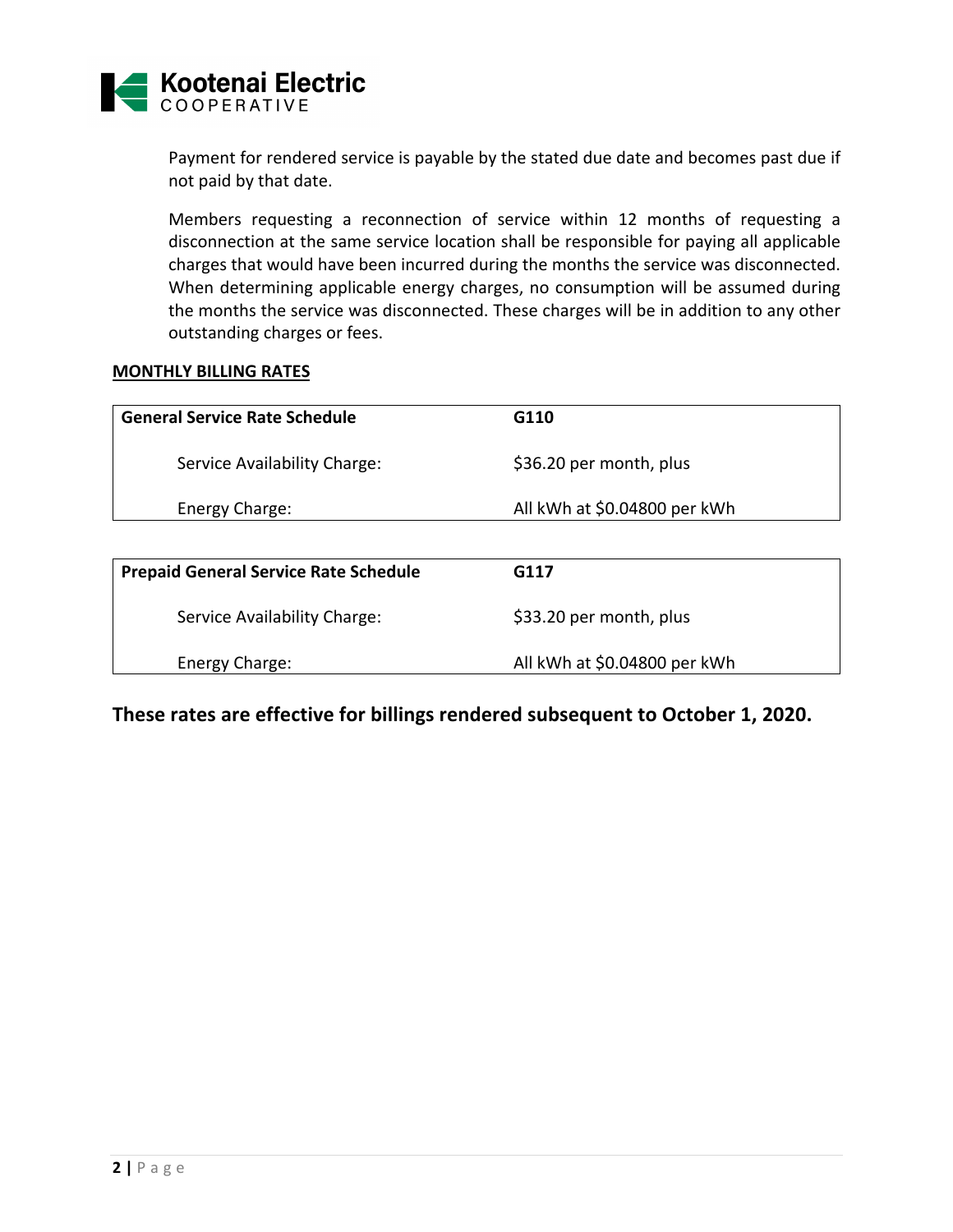Payment for rendered service is payable by the stated due date and becomes past due if not paid by that date.

Members requesting a reconnection of service within 12 months of requesting a disconnection at the same service location shall be responsible for paying all applicable charges that would have been incurred during the months the service was disconnected. When determining applicable energy charges, no consumption will be assumed during the months the service was disconnected. These charges will be in addition to any other outstanding charges or fees.

**MONTHLY BILLING RATES**

| **General Service Rate Schedule** | **G110** |
|---|---|
| Service Availability Charge: | $36.20 per month, plus |
| Energy Charge: | All kWh at $0.04800 per kWh |

| **Prepaid General Service Rate Schedule** | **G117** |
|---|---|
| Service Availability Charge: | $33.20 per month, plus |
| Energy Charge: | All kWh at $0.04800 per kWh |

**These rates are effective for billings rendered subsequent to October 1, 2020.**